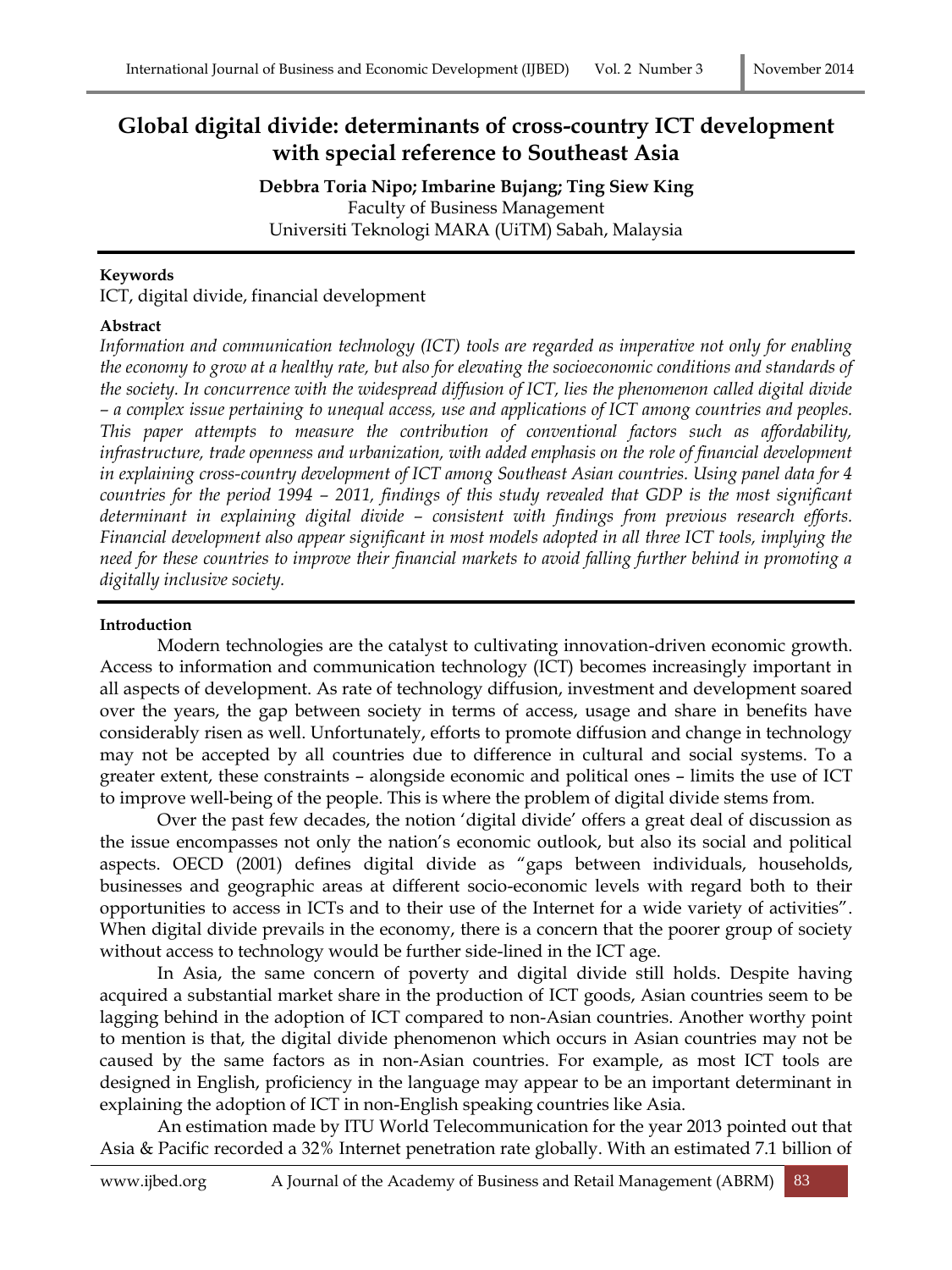# Global digital divide: determinants of cross-country ICT development with special reference to Southeast Asia

**Debbra Toria Nipo; Imbarine Bujang; Ting Siew King**
Faculty of Business Management
Universiti Teknologi MARA (UiTM) Sabah, Malaysia

**Keywords**
ICT, digital divide, financial development

**Abstract**
*Information and communication technology (ICT) tools are regarded as imperative not only for enabling the economy to grow at a healthy rate, but also for elevating the socioeconomic conditions and standards of the society. In concurrence with the widespread diffusion of ICT, lies the phenomenon called digital divide – a complex issue pertaining to unequal access, use and applications of ICT among countries and peoples. This paper attempts to measure the contribution of conventional factors such as affordability, infrastructure, trade openness and urbanization, with added emphasis on the role of financial development in explaining cross-country development of ICT among Southeast Asian countries. Using panel data for 4 countries for the period 1994 – 2011, findings of this study revealed that GDP is the most significant determinant in explaining digital divide – consistent with findings from previous research efforts. Financial development also appear significant in most models adopted in all three ICT tools, implying the need for these countries to improve their financial markets to avoid falling further behind in promoting a digitally inclusive society.*

## Introduction

Modern technologies are the catalyst to cultivating innovation-driven economic growth. Access to information and communication technology (ICT) becomes increasingly important in all aspects of development. As rate of technology diffusion, investment and development soared over the years, the gap between society in terms of access, usage and share in benefits have considerably risen as well. Unfortunately, efforts to promote diffusion and change in technology may not be accepted by all countries due to difference in cultural and social systems. To a greater extent, these constraints – alongside economic and political ones – limits the use of ICT to improve well-being of the people. This is where the problem of digital divide stems from.

Over the past few decades, the notion 'digital divide' offers a great deal of discussion as the issue encompasses not only the nation's economic outlook, but also its social and political aspects. OECD (2001) defines digital divide as "gaps between individuals, households, businesses and geographic areas at different socio-economic levels with regard both to their opportunities to access in ICTs and to their use of the Internet for a wide variety of activities". When digital divide prevails in the economy, there is a concern that the poorer group of society without access to technology would be further side-lined in the ICT age.

In Asia, the same concern of poverty and digital divide still holds. Despite having acquired a substantial market share in the production of ICT goods, Asian countries seem to be lagging behind in the adoption of ICT compared to non-Asian countries. Another worthy point to mention is that, the digital divide phenomenon which occurs in Asian countries may not be caused by the same factors as in non-Asian countries. For example, as most ICT tools are designed in English, proficiency in the language may appear to be an important determinant in explaining the adoption of ICT in non-English speaking countries like Asia.

An estimation made by ITU World Telecommunication for the year 2013 pointed out that Asia & Pacific recorded a 32% Internet penetration rate globally. With an estimated 7.1 billion of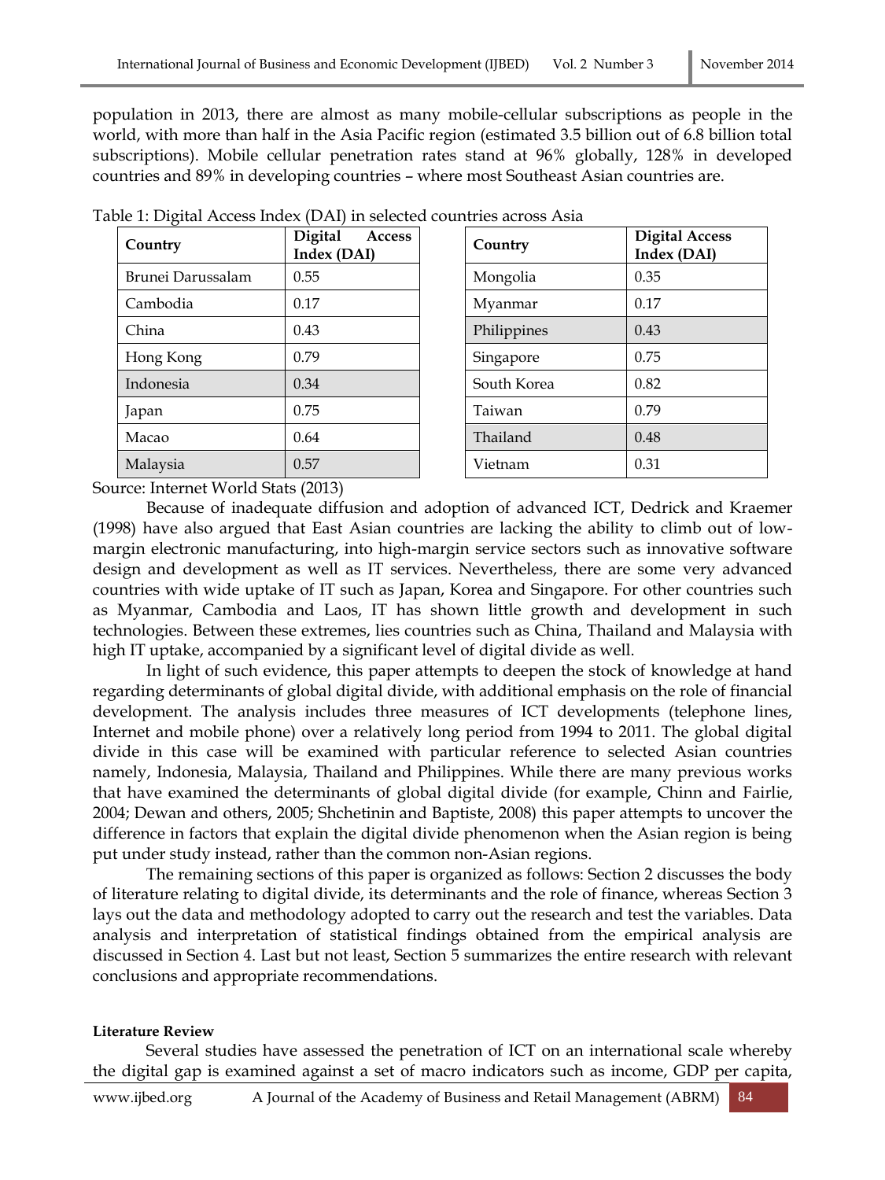population in 2013, there are almost as many mobile-cellular subscriptions as people in the world, with more than half in the Asia Pacific region (estimated 3.5 billion out of 6.8 billion total subscriptions). Mobile cellular penetration rates stand at 96% globally, 128% in developed countries and 89% in developing countries – where most Southeast Asian countries are.

Table 1: Digital Access Index (DAI) in selected countries across Asia

| Country | Digital Access Index (DAI) | Country | Digital Access Index (DAI) |
|---|---|---|---|
| Brunei Darussalam | 0.55 | Mongolia | 0.35 |
| Cambodia | 0.17 | Myanmar | 0.17 |
| China | 0.43 | Philippines | 0.43 |
| Hong Kong | 0.79 | Singapore | 0.75 |
| Indonesia | 0.34 | South Korea | 0.82 |
| Japan | 0.75 | Taiwan | 0.79 |
| Macao | 0.64 | Thailand | 0.48 |
| Malaysia | 0.57 | Vietnam | 0.31 |

Source: Internet World Stats (2013)

Because of inadequate diffusion and adoption of advanced ICT, Dedrick and Kraemer (1998) have also argued that East Asian countries are lacking the ability to climb out of low-margin electronic manufacturing, into high-margin service sectors such as innovative software design and development as well as IT services. Nevertheless, there are some very advanced countries with wide uptake of IT such as Japan, Korea and Singapore. For other countries such as Myanmar, Cambodia and Laos, IT has shown little growth and development in such technologies. Between these extremes, lies countries such as China, Thailand and Malaysia with high IT uptake, accompanied by a significant level of digital divide as well.

In light of such evidence, this paper attempts to deepen the stock of knowledge at hand regarding determinants of global digital divide, with additional emphasis on the role of financial development. The analysis includes three measures of ICT developments (telephone lines, Internet and mobile phone) over a relatively long period from 1994 to 2011. The global digital divide in this case will be examined with particular reference to selected Asian countries namely, Indonesia, Malaysia, Thailand and Philippines. While there are many previous works that have examined the determinants of global digital divide (for example, Chinn and Fairlie, 2004; Dewan and others, 2005; Shchetinin and Baptiste, 2008) this paper attempts to uncover the difference in factors that explain the digital divide phenomenon when the Asian region is being put under study instead, rather than the common non-Asian regions.

The remaining sections of this paper is organized as follows: Section 2 discusses the body of literature relating to digital divide, its determinants and the role of finance, whereas Section 3 lays out the data and methodology adopted to carry out the research and test the variables. Data analysis and interpretation of statistical findings obtained from the empirical analysis are discussed in Section 4. Last but not least, Section 5 summarizes the entire research with relevant conclusions and appropriate recommendations.

**Literature Review**

Several studies have assessed the penetration of ICT on an international scale whereby the digital gap is examined against a set of macro indicators such as income, GDP per capita,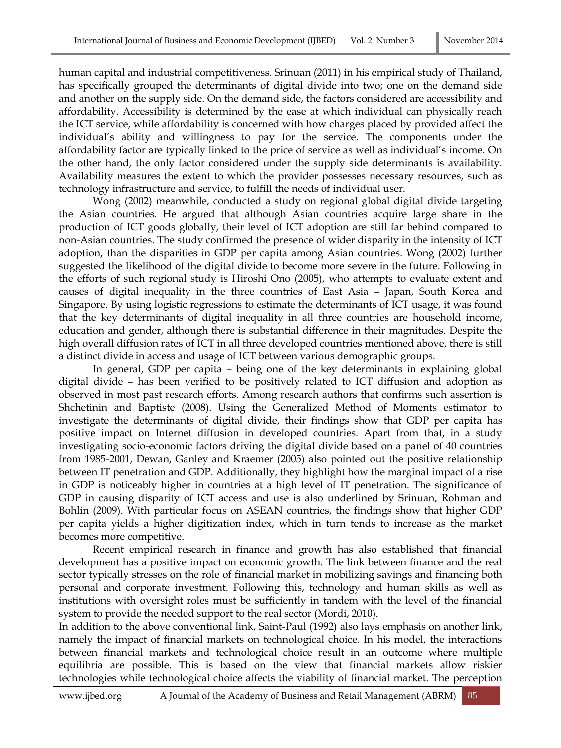human capital and industrial competitiveness. Srinuan (2011) in his empirical study of Thailand, has specifically grouped the determinants of digital divide into two; one on the demand side and another on the supply side. On the demand side, the factors considered are accessibility and affordability. Accessibility is determined by the ease at which individual can physically reach the ICT service, while affordability is concerned with how charges placed by provided affect the individual's ability and willingness to pay for the service. The components under the affordability factor are typically linked to the price of service as well as individual's income. On the other hand, the only factor considered under the supply side determinants is availability. Availability measures the extent to which the provider possesses necessary resources, such as technology infrastructure and service, to fulfill the needs of individual user.

Wong (2002) meanwhile, conducted a study on regional global digital divide targeting the Asian countries. He argued that although Asian countries acquire large share in the production of ICT goods globally, their level of ICT adoption are still far behind compared to non-Asian countries. The study confirmed the presence of wider disparity in the intensity of ICT adoption, than the disparities in GDP per capita among Asian countries. Wong (2002) further suggested the likelihood of the digital divide to become more severe in the future. Following in the efforts of such regional study is Hiroshi Ono (2005), who attempts to evaluate extent and causes of digital inequality in the three countries of East Asia – Japan, South Korea and Singapore. By using logistic regressions to estimate the determinants of ICT usage, it was found that the key determinants of digital inequality in all three countries are household income, education and gender, although there is substantial difference in their magnitudes. Despite the high overall diffusion rates of ICT in all three developed countries mentioned above, there is still a distinct divide in access and usage of ICT between various demographic groups.

In general, GDP per capita – being one of the key determinants in explaining global digital divide – has been verified to be positively related to ICT diffusion and adoption as observed in most past research efforts. Among research authors that confirms such assertion is Shchetinin and Baptiste (2008). Using the Generalized Method of Moments estimator to investigate the determinants of digital divide, their findings show that GDP per capita has positive impact on Internet diffusion in developed countries. Apart from that, in a study investigating socio-economic factors driving the digital divide based on a panel of 40 countries from 1985-2001, Dewan, Ganley and Kraemer (2005) also pointed out the positive relationship between IT penetration and GDP. Additionally, they highlight how the marginal impact of a rise in GDP is noticeably higher in countries at a high level of IT penetration. The significance of GDP in causing disparity of ICT access and use is also underlined by Srinuan, Rohman and Bohlin (2009). With particular focus on ASEAN countries, the findings show that higher GDP per capita yields a higher digitization index, which in turn tends to increase as the market becomes more competitive.

Recent empirical research in finance and growth has also established that financial development has a positive impact on economic growth. The link between finance and the real sector typically stresses on the role of financial market in mobilizing savings and financing both personal and corporate investment. Following this, technology and human skills as well as institutions with oversight roles must be sufficiently in tandem with the level of the financial system to provide the needed support to the real sector (Mordi, 2010).

In addition to the above conventional link, Saint-Paul (1992) also lays emphasis on another link, namely the impact of financial markets on technological choice. In his model, the interactions between financial markets and technological choice result in an outcome where multiple equilibria are possible. This is based on the view that financial markets allow riskier technologies while technological choice affects the viability of financial market. The perception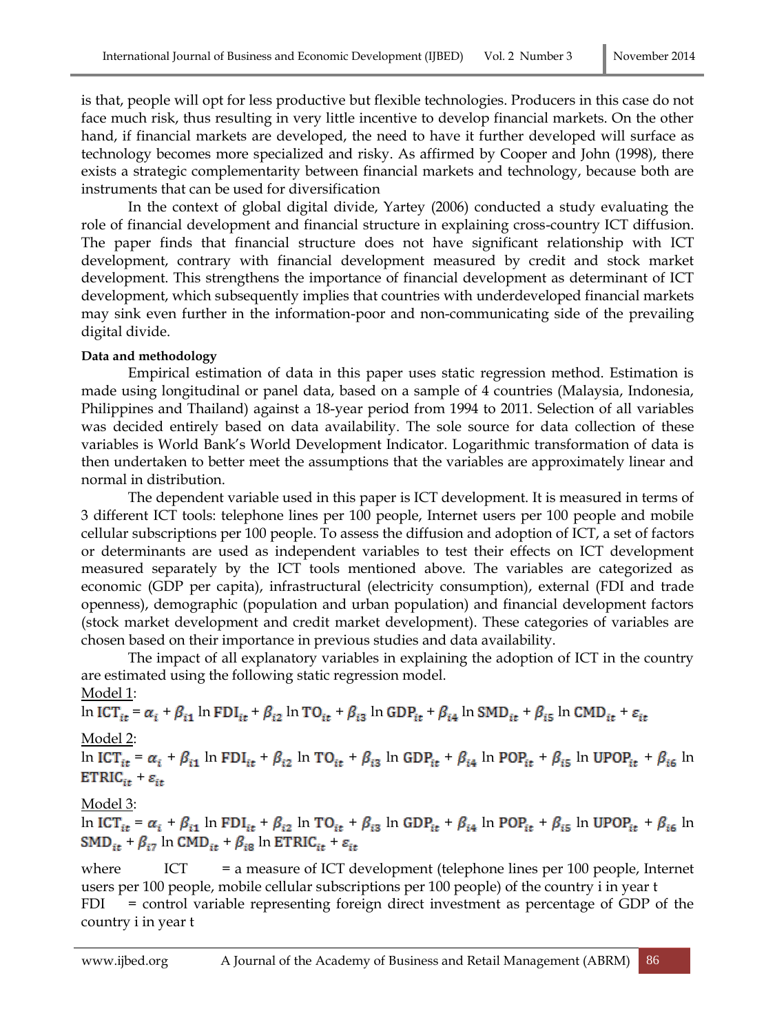is that, people will opt for less productive but flexible technologies. Producers in this case do not face much risk, thus resulting in very little incentive to develop financial markets. On the other hand, if financial markets are developed, the need to have it further developed will surface as technology becomes more specialized and risky. As affirmed by Cooper and John (1998), there exists a strategic complementarity between financial markets and technology, because both are instruments that can be used for diversification

In the context of global digital divide, Yartey (2006) conducted a study evaluating the role of financial development and financial structure in explaining cross-country ICT diffusion. The paper finds that financial structure does not have significant relationship with ICT development, contrary with financial development measured by credit and stock market development. This strengthens the importance of financial development as determinant of ICT development, which subsequently implies that countries with underdeveloped financial markets may sink even further in the information-poor and non-communicating side of the prevailing digital divide.

**Data and methodology**

Empirical estimation of data in this paper uses static regression method. Estimation is made using longitudinal or panel data, based on a sample of 4 countries (Malaysia, Indonesia, Philippines and Thailand) against a 18-year period from 1994 to 2011. Selection of all variables was decided entirely based on data availability. The sole source for data collection of these variables is World Bank's World Development Indicator. Logarithmic transformation of data is then undertaken to better meet the assumptions that the variables are approximately linear and normal in distribution.

The dependent variable used in this paper is ICT development. It is measured in terms of 3 different ICT tools: telephone lines per 100 people, Internet users per 100 people and mobile cellular subscriptions per 100 people. To assess the diffusion and adoption of ICT, a set of factors or determinants are used as independent variables to test their effects on ICT development measured separately by the ICT tools mentioned above. The variables are categorized as economic (GDP per capita), infrastructural (electricity consumption), external (FDI and trade openness), demographic (population and urban population) and financial development factors (stock market development and credit market development). These categories of variables are chosen based on their importance in previous studies and data availability.

The impact of all explanatory variables in explaining the adoption of ICT in the country are estimated using the following static regression model.

Model 1:

$$\ln \mathbf{ICT}_{it} = \alpha_i + \beta_{i1} \ln \mathbf{FDI}_{it} + \beta_{i2} \ln \mathbf{TO}_{it} + \beta_{i3} \ln \mathbf{GDP}_{it} + \beta_{i4} \ln \mathbf{SMD}_{it} + \beta_{i5} \ln \mathbf{CMD}_{it} + \varepsilon_{it}$$

Model 2:

$$\ln \mathbf{ICT}_{it} = \alpha_i + \beta_{i1} \ln \mathbf{FDI}_{it} + \beta_{i2} \ln \mathbf{TO}_{it} + \beta_{i3} \ln \mathbf{GDP}_{it} + \beta_{i4} \ln \mathbf{POP}_{it} + \beta_{i5} \ln \mathbf{UPOP}_{it} + \beta_{i6} \ln \mathbf{ETRIC}_{it} + \varepsilon_{it}$$

Model 3:

$$\ln \mathbf{ICT}_{it} = \alpha_i + \beta_{i1} \ln \mathbf{FDI}_{it} + \beta_{i2} \ln \mathbf{TO}_{it} + \beta_{i3} \ln \mathbf{GDP}_{it} + \beta_{i4} \ln \mathbf{POP}_{it} + \beta_{i5} \ln \mathbf{UPOP}_{it} + \beta_{i6} \ln \mathbf{SMD}_{it} + \beta_{i7} \ln \mathbf{CMD}_{it} + \beta_{i8} \ln \mathbf{ETRIC}_{it} + \varepsilon_{it}$$

where ICT = a measure of ICT development (telephone lines per 100 people, Internet users per 100 people, mobile cellular subscriptions per 100 people) of the country i in year t

FDI = control variable representing foreign direct investment as percentage of GDP of the country i in year t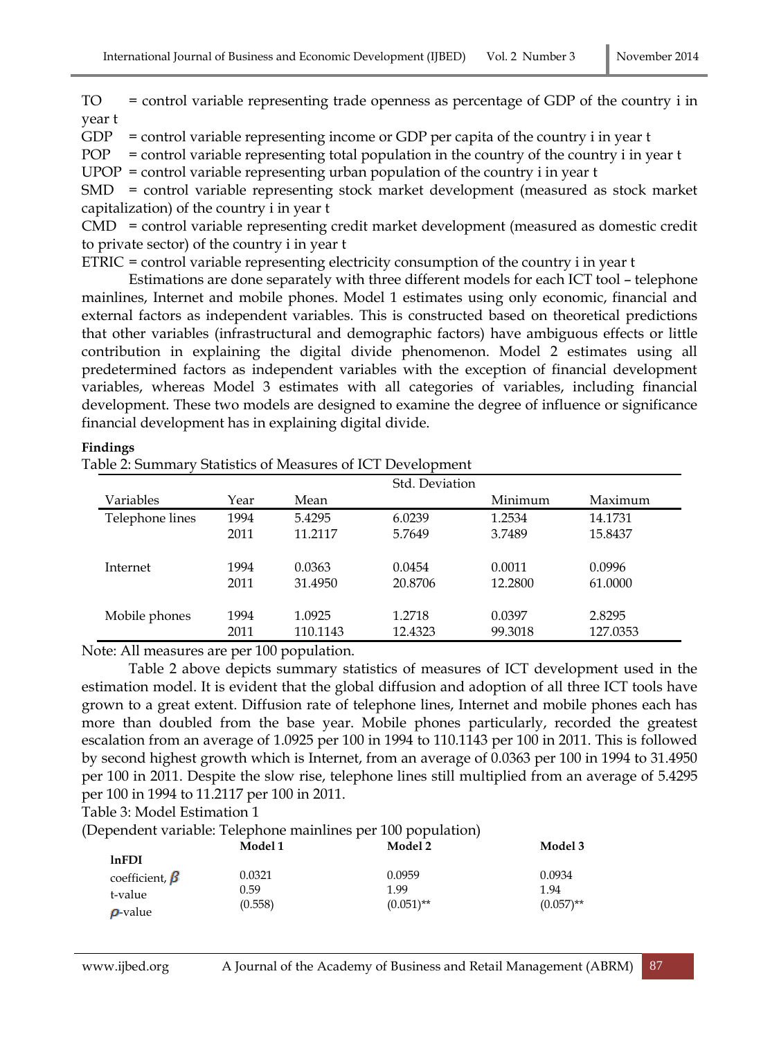TO = control variable representing trade openness as percentage of GDP of the country i in year t

GDP = control variable representing income or GDP per capita of the country i in year t

POP = control variable representing total population in the country of the country i in year t

UPOP = control variable representing urban population of the country i in year t

SMD = control variable representing stock market development (measured as stock market capitalization) of the country i in year t

CMD = control variable representing credit market development (measured as domestic credit to private sector) of the country i in year t

ETRIC = control variable representing electricity consumption of the country i in year t

Estimations are done separately with three different models for each ICT tool – telephone mainlines, Internet and mobile phones. Model 1 estimates using only economic, financial and external factors as independent variables. This is constructed based on theoretical predictions that other variables (infrastructural and demographic factors) have ambiguous effects or little contribution in explaining the digital divide phenomenon. Model 2 estimates using all predetermined factors as independent variables with the exception of financial development variables, whereas Model 3 estimates with all categories of variables, including financial development. These two models are designed to examine the degree of influence or significance financial development has in explaining digital divide.

**Findings**

Table 2: Summary Statistics of Measures of ICT Development

| Variables | Year | Mean | Std. Deviation | Minimum | Maximum |
|---|---|---|---|---|---|
| Telephone lines | 1994 | 5.4295 | 6.0239 | 1.2534 | 14.1731 |
| | 2011 | 11.2117 | 5.7649 | 3.7489 | 15.8437 |
| Internet | 1994 | 0.0363 | 0.0454 | 0.0011 | 0.0996 |
| | 2011 | 31.4950 | 20.8706 | 12.2800 | 61.0000 |
| Mobile phones | 1994 | 1.0925 | 1.2718 | 0.0397 | 2.8295 |
| | 2011 | 110.1143 | 12.4323 | 99.3018 | 127.0353 |

Note: All measures are per 100 population.

Table 2 above depicts summary statistics of measures of ICT development used in the estimation model. It is evident that the global diffusion and adoption of all three ICT tools have grown to a great extent. Diffusion rate of telephone lines, Internet and mobile phones each has more than doubled from the base year. Mobile phones particularly, recorded the greatest escalation from an average of 1.0925 per 100 in 1994 to 110.1143 per 100 in 2011. This is followed by second highest growth which is Internet, from an average of 0.0363 per 100 in 1994 to 31.4950 per 100 in 2011. Despite the slow rise, telephone lines still multiplied from an average of 5.4295 per 100 in 1994 to 11.2117 per 100 in 2011.

Table 3: Model Estimation 1

(Dependent variable: Telephone mainlines per 100 population)

| | Model 1 | Model 2 | Model 3 |
|---|---|---|---|
| **lnFDI** | | | |
| coefficient, $\beta$ | 0.0321 | 0.0959 | 0.0934 |
| t-value | 0.59 | 1.99 | 1.94 |
| $\rho$-value | (0.558) | (0.051)** | (0.057)** |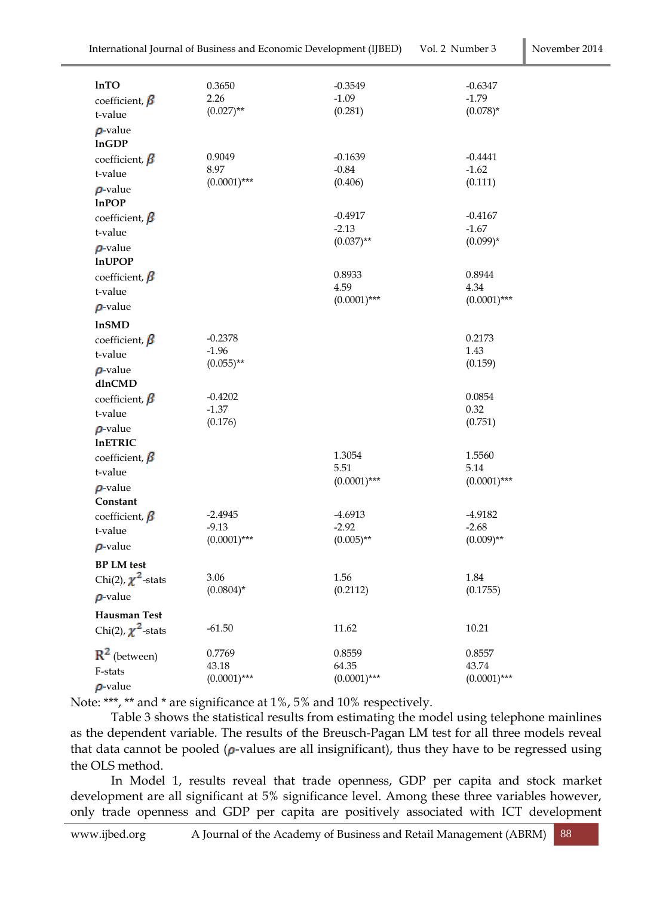| | | | |
|---|---|---|---|
| **lnTO** | | | |
| coefficient, $\beta$ | 0.3650 | -0.3549 | -0.6347 |
| t-value | 2.26 | -1.09 | -1.79 |
| $\rho$-value | (0.027)** | (0.281) | (0.078)* |
| **lnGDP** | | | |
| coefficient, $\beta$ | 0.9049 | -0.1639 | -0.4441 |
| t-value | 8.97 | -0.84 | -1.62 |
| $\rho$-value | (0.0001)*** | (0.406) | (0.111) |
| **lnPOP** | | | |
| coefficient, $\beta$ | | -0.4917 | -0.4167 |
| t-value | | -2.13 | -1.67 |
| $\rho$-value | | (0.037)** | (0.099)* |
| **lnUPOP** | | | |
| coefficient, $\beta$ | | 0.8933 | 0.8944 |
| t-value | | 4.59 | 4.34 |
| $\rho$-value | | (0.0001)*** | (0.0001)*** |
| **lnSMD** | | | |
| coefficient, $\beta$ | -0.2378 | | 0.2173 |
| t-value | -1.96 | | 1.43 |
| $\rho$-value | (0.055)** | | (0.159) |
| **dlnCMD** | | | |
| coefficient, $\beta$ | -0.4202 | | 0.0854 |
| t-value | -1.37 | | 0.32 |
| $\rho$-value | (0.176) | | (0.751) |
| **lnETRIC** | | | |
| coefficient, $\beta$ | | 1.3054 | 1.5560 |
| t-value | | 5.51 | 5.14 |
| $\rho$-value | | (0.0001)*** | (0.0001)*** |
| **Constant** | | | |
| coefficient, $\beta$ | -2.4945 | -4.6913 | -4.9182 |
| t-value | -9.13 | -2.92 | -2.68 |
| $\rho$-value | (0.0001)*** | (0.005)** | (0.009)** |
| **BP LM test** | | | |
| Chi(2), $\chi^2$-stats | 3.06 | 1.56 | 1.84 |
| $\rho$-value | (0.0804)* | (0.2112) | (0.1755) |
| **Hausman Test** | | | |
| Chi(2), $\chi^2$-stats | -61.50 | 11.62 | 10.21 |
| $R^2$ (between) | 0.7769 | 0.8559 | 0.8557 |
| F-stats | 43.18 | 64.35 | 43.74 |
| $\rho$-value | (0.0001)*** | (0.0001)*** | (0.0001)*** |

Note: ***, ** and * are significance at 1%, 5% and 10% respectively.

Table 3 shows the statistical results from estimating the model using telephone mainlines as the dependent variable. The results of the Breusch-Pagan LM test for all three models reveal that data cannot be pooled ($\rho$-values are all insignificant), thus they have to be regressed using the OLS method.

In Model 1, results reveal that trade openness, GDP per capita and stock market development are all significant at 5% significance level. Among these three variables however, only trade openness and GDP per capita are positively associated with ICT development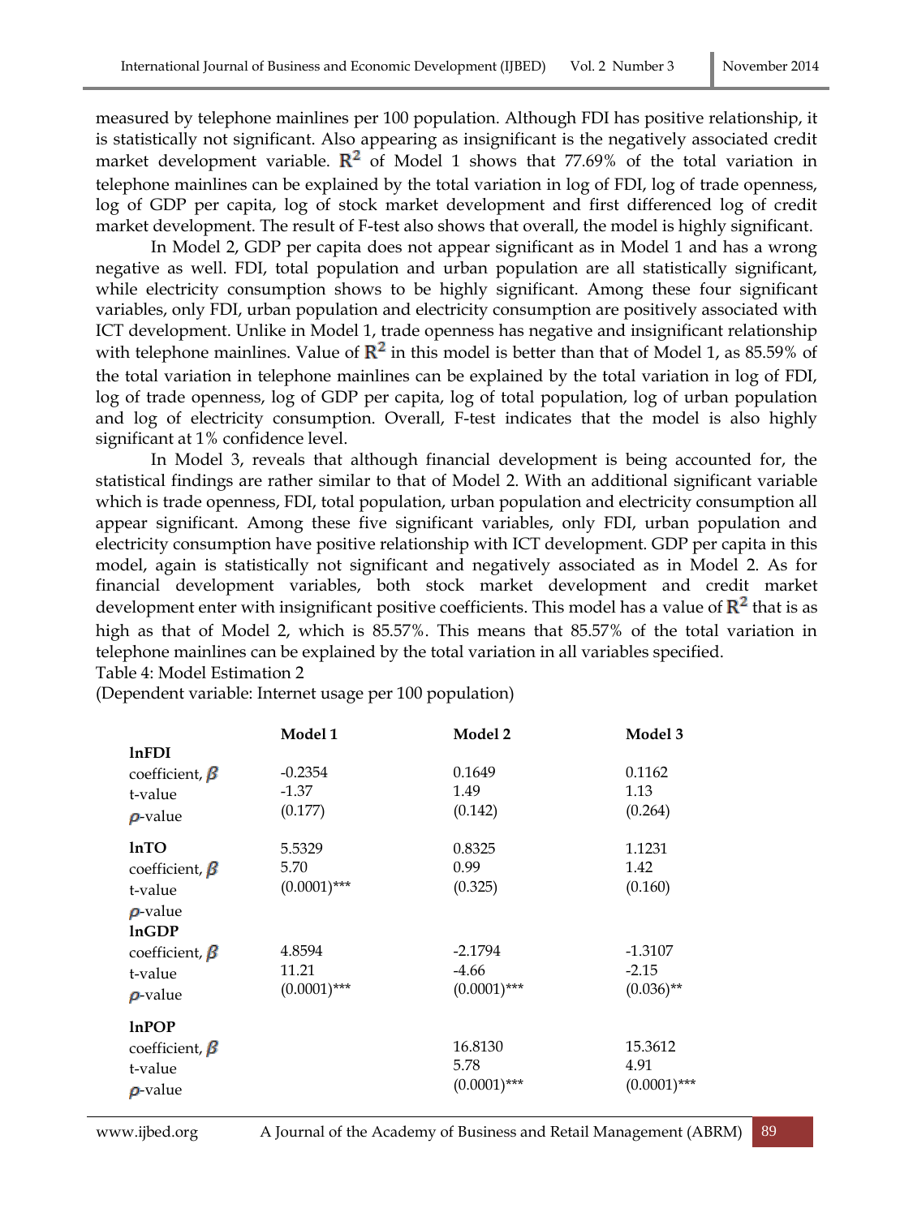measured by telephone mainlines per 100 population. Although FDI has positive relationship, it is statistically not significant. Also appearing as insignificant is the negatively associated credit market development variable. $R^2$ of Model 1 shows that 77.69% of the total variation in telephone mainlines can be explained by the total variation in log of FDI, log of trade openness, log of GDP per capita, log of stock market development and first differenced log of credit market development. The result of F-test also shows that overall, the model is highly significant.

In Model 2, GDP per capita does not appear significant as in Model 1 and has a wrong negative as well. FDI, total population and urban population are all statistically significant, while electricity consumption shows to be highly significant. Among these four significant variables, only FDI, urban population and electricity consumption are positively associated with ICT development. Unlike in Model 1, trade openness has negative and insignificant relationship with telephone mainlines. Value of $R^2$ in this model is better than that of Model 1, as 85.59% of the total variation in telephone mainlines can be explained by the total variation in log of FDI, log of trade openness, log of GDP per capita, log of total population, log of urban population and log of electricity consumption. Overall, F-test indicates that the model is also highly significant at 1% confidence level.

In Model 3, reveals that although financial development is being accounted for, the statistical findings are rather similar to that of Model 2. With an additional significant variable which is trade openness, FDI, total population, urban population and electricity consumption all appear significant. Among these five significant variables, only FDI, urban population and electricity consumption have positive relationship with ICT development. GDP per capita in this model, again is statistically not significant and negatively associated as in Model 2. As for financial development variables, both stock market development and credit market development enter with insignificant positive coefficients. This model has a value of $R^2$ that is as high as that of Model 2, which is 85.57%. This means that 85.57% of the total variation in telephone mainlines can be explained by the total variation in all variables specified.

Table 4: Model Estimation 2

(Dependent variable: Internet usage per 100 population)

| | Model 1 | Model 2 | Model 3 |
|---|---|---|---|
| **lnFDI** | | | |
| coefficient, $\beta$ | -0.2354 | 0.1649 | 0.1162 |
| t-value | -1.37 | 1.49 | 1.13 |
| $\rho$-value | (0.177) | (0.142) | (0.264) |
| **lnTO** | | | |
| coefficient, $\beta$ | 5.5329 | 0.8325 | 1.1231 |
| t-value | 5.70 | 0.99 | 1.42 |
| $\rho$-value | (0.0001)*** | (0.325) | (0.160) |
| **lnGDP** | | | |
| coefficient, $\beta$ | 4.8594 | -2.1794 | -1.3107 |
| t-value | 11.21 | -4.66 | -2.15 |
| $\rho$-value | (0.0001)*** | (0.0001)*** | (0.036)** |
| **lnPOP** | | | |
| coefficient, $\beta$ | | 16.8130 | 15.3612 |
| t-value | | 5.78 | 4.91 |
| $\rho$-value | | (0.0001)*** | (0.0001)*** |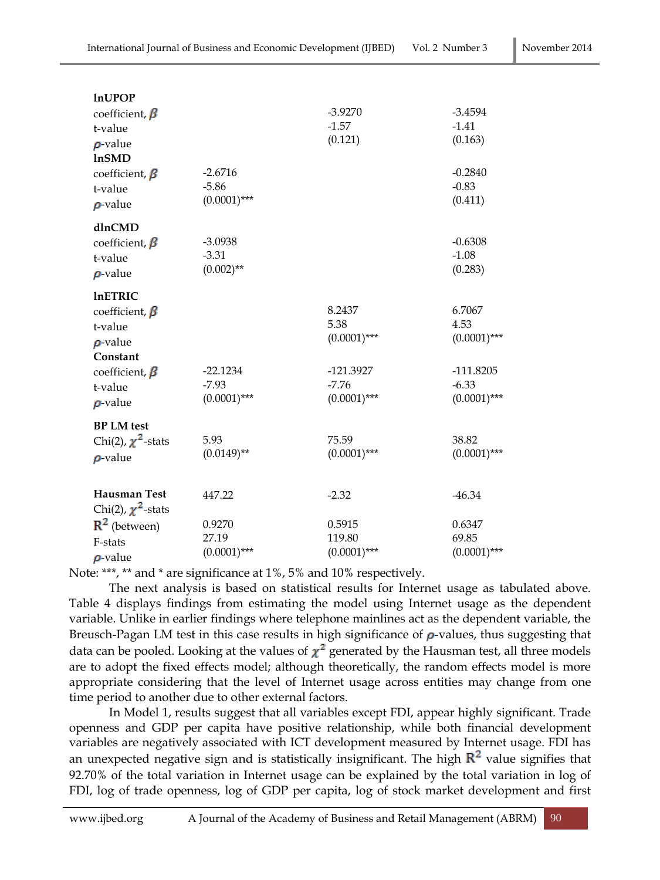| | | | |
|---|---|---|---|
| **lnUPOP** | | | |
| coefficient, $\beta$ | | -3.9270 | -3.4594 |
| t-value | | -1.57 | -1.41 |
| $\rho$-value | | (0.121) | (0.163) |
| **lnSMD** | | | |
| coefficient, $\beta$ | -2.6716 | | -0.2840 |
| t-value | -5.86 | | -0.83 |
| $\rho$-value | (0.0001)*** | | (0.411) |
| **dlnCMD** | | | |
| coefficient, $\beta$ | -3.0938 | | -0.6308 |
| t-value | -3.31 | | -1.08 |
| $\rho$-value | (0.002)** | | (0.283) |
| **lnETRIC** | | | |
| coefficient, $\beta$ | | 8.2437 | 6.7067 |
| t-value | | 5.38 | 4.53 |
| $\rho$-value | | (0.0001)*** | (0.0001)*** |
| **Constant** | | | |
| coefficient, $\beta$ | -22.1234 | -121.3927 | -111.8205 |
| t-value | -7.93 | -7.76 | -6.33 |
| $\rho$-value | (0.0001)*** | (0.0001)*** | (0.0001)*** |
| **BP LM test** | | | |
| Chi(2), $\chi^2$-stats | 5.93 | 75.59 | 38.82 |
| $\rho$-value | (0.0149)** | (0.0001)*** | (0.0001)*** |
| **Hausman Test** Chi(2), $\chi^2$-stats | 447.22 | -2.32 | -46.34 |
| $R^2$ (between) | 0.9270 | 0.5915 | 0.6347 |
| F-stats | 27.19 | 119.80 | 69.85 |
| $\rho$-value | (0.0001)*** | (0.0001)*** | (0.0001)*** |

Note: ***, ** and * are significance at 1%, 5% and 10% respectively.

The next analysis is based on statistical results for Internet usage as tabulated above. Table 4 displays findings from estimating the model using Internet usage as the dependent variable. Unlike in earlier findings where telephone mainlines act as the dependent variable, the Breusch-Pagan LM test in this case results in high significance of $\rho$-values, thus suggesting that data can be pooled. Looking at the values of $\chi^2$ generated by the Hausman test, all three models are to adopt the fixed effects model; although theoretically, the random effects model is more appropriate considering that the level of Internet usage across entities may change from one time period to another due to other external factors.

In Model 1, results suggest that all variables except FDI, appear highly significant. Trade openness and GDP per capita have positive relationship, while both financial development variables are negatively associated with ICT development measured by Internet usage. FDI has an unexpected negative sign and is statistically insignificant. The high $R^2$ value signifies that 92.70% of the total variation in Internet usage can be explained by the total variation in log of FDI, log of trade openness, log of GDP per capita, log of stock market development and first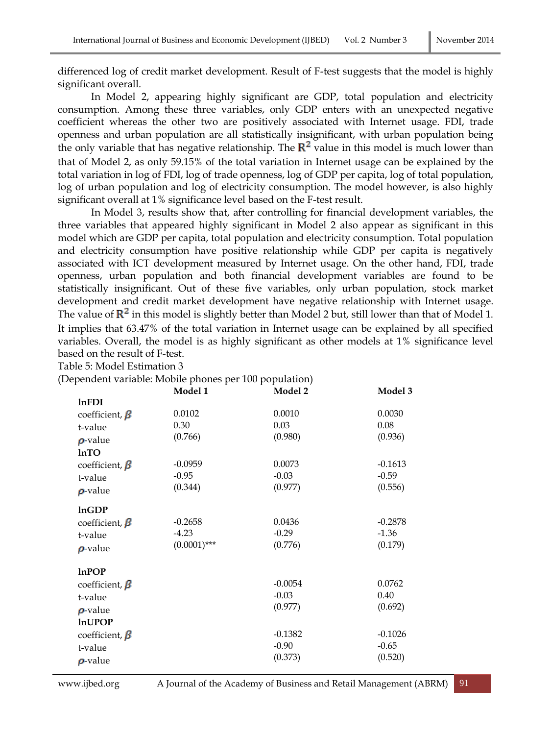differenced log of credit market development. Result of F-test suggests that the model is highly significant overall.

In Model 2, appearing highly significant are GDP, total population and electricity consumption. Among these three variables, only GDP enters with an unexpected negative coefficient whereas the other two are positively associated with Internet usage. FDI, trade openness and urban population are all statistically insignificant, with urban population being the only variable that has negative relationship. The $R^2$ value in this model is much lower than that of Model 2, as only 59.15% of the total variation in Internet usage can be explained by the total variation in log of FDI, log of trade openness, log of GDP per capita, log of total population, log of urban population and log of electricity consumption. The model however, is also highly significant overall at 1% significance level based on the F-test result.

In Model 3, results show that, after controlling for financial development variables, the three variables that appeared highly significant in Model 2 also appear as significant in this model which are GDP per capita, total population and electricity consumption. Total population and electricity consumption have positive relationship while GDP per capita is negatively associated with ICT development measured by Internet usage. On the other hand, FDI, trade openness, urban population and both financial development variables are found to be statistically insignificant. Out of these five variables, only urban population, stock market development and credit market development have negative relationship with Internet usage. The value of $R^2$ in this model is slightly better than Model 2 but, still lower than that of Model 1. It implies that 63.47% of the total variation in Internet usage can be explained by all specified variables. Overall, the model is as highly significant as other models at 1% significance level based on the result of F-test.

Table 5: Model Estimation 3

(Dependent variable: Mobile phones per 100 population)

| | Model 1 | Model 2 | Model 3 |
|---|---|---|---|
| **lnFDI** | | | |
| coefficient, $\beta$ | 0.0102 | 0.0010 | 0.0030 |
| t-value | 0.30 | 0.03 | 0.08 |
| $p$-value | (0.766) | (0.980) | (0.936) |
| **lnTO** | | | |
| coefficient, $\beta$ | -0.0959 | 0.0073 | -0.1613 |
| t-value | -0.95 | -0.03 | -0.59 |
| $p$-value | (0.344) | (0.977) | (0.556) |
| **lnGDP** | | | |
| coefficient, $\beta$ | -0.2658 | 0.0436 | -0.2878 |
| t-value | -4.23 | -0.29 | -1.36 |
| $p$-value | (0.0001)*** | (0.776) | (0.179) |
| **lnPOP** | | | |
| coefficient, $\beta$ | | -0.0054 | 0.0762 |
| t-value | | -0.03 | 0.40 |
| $p$-value | | (0.977) | (0.692) |
| **lnUPOP** | | | |
| coefficient, $\beta$ | | -0.1382 | -0.1026 |
| t-value | | -0.90 | -0.65 |
| $p$-value | | (0.373) | (0.520) |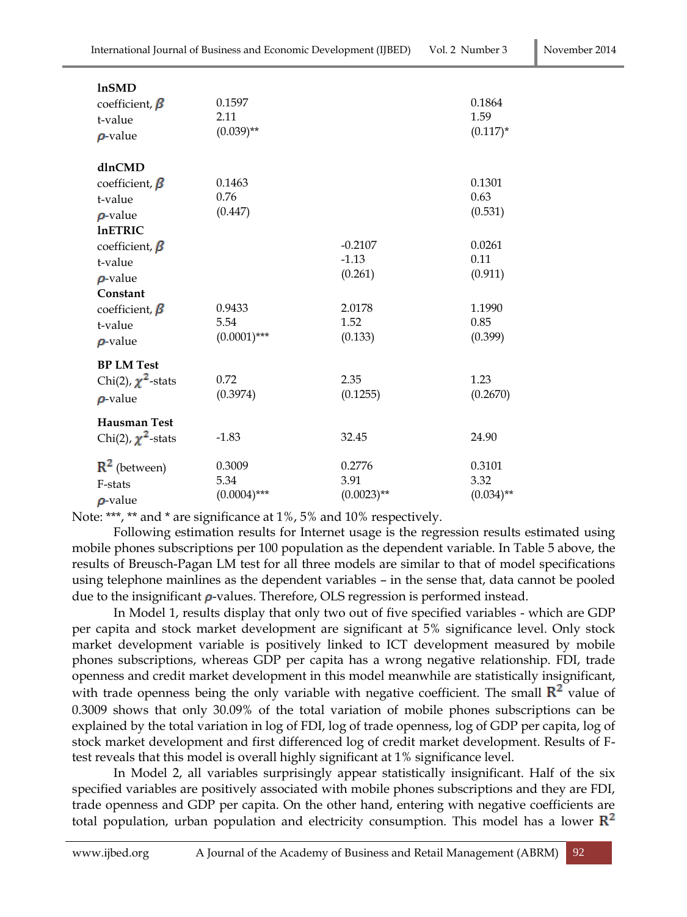| | Model 1 | Model 2 | Model 3 |
|---|---|---|---|
| **lnSMD** | | | |
| coefficient, $\beta$ | 0.1597 | | 0.1864 |
| t-value | 2.11 | | 1.59 |
| $p$-value | (0.039)** | | (0.117)* |
| **dlnCMD** | | | |
| coefficient, $\beta$ | 0.1463 | | 0.1301 |
| t-value | 0.76 | | 0.63 |
| $p$-value | (0.447) | | (0.531) |
| **lnETRIC** | | | |
| coefficient, $\beta$ | | -0.2107 | 0.0261 |
| t-value | | -1.13 | 0.11 |
| $p$-value | | (0.261) | (0.911) |
| **Constant** | | | |
| coefficient, $\beta$ | 0.9433 | 2.0178 | 1.1990 |
| t-value | 5.54 | 1.52 | 0.85 |
| $p$-value | (0.0001)*** | (0.133) | (0.399) |
| **BP LM Test** | | | |
| Chi(2), $\chi^2$-stats | 0.72 | 2.35 | 1.23 |
| $p$-value | (0.3974) | (0.1255) | (0.2670) |
| **Hausman Test** | | | |
| Chi(2), $\chi^2$-stats | -1.83 | 32.45 | 24.90 |
| $R^2$ (between) | 0.3009 | 0.2776 | 0.3101 |
| F-stats | 5.34 | 3.91 | 3.32 |
| $p$-value | (0.0004)*** | (0.0023)** | (0.034)** |

Note: ***, ** and * are significance at 1%, 5% and 10% respectively.

Following estimation results for Internet usage is the regression results estimated using mobile phones subscriptions per 100 population as the dependent variable. In Table 5 above, the results of Breusch-Pagan LM test for all three models are similar to that of model specifications using telephone mainlines as the dependent variables – in the sense that, data cannot be pooled due to the insignificant $p$-values. Therefore, OLS regression is performed instead.

In Model 1, results display that only two out of five specified variables - which are GDP per capita and stock market development are significant at 5% significance level. Only stock market development variable is positively linked to ICT development measured by mobile phones subscriptions, whereas GDP per capita has a wrong negative relationship. FDI, trade openness and credit market development in this model meanwhile are statistically insignificant, with trade openness being the only variable with negative coefficient. The small $R^2$ value of 0.3009 shows that only 30.09% of the total variation of mobile phones subscriptions can be explained by the total variation in log of FDI, log of trade openness, log of GDP per capita, log of stock market development and first differenced log of credit market development. Results of F-test reveals that this model is overall highly significant at 1% significance level.

In Model 2, all variables surprisingly appear statistically insignificant. Half of the six specified variables are positively associated with mobile phones subscriptions and they are FDI, trade openness and GDP per capita. On the other hand, entering with negative coefficients are total population, urban population and electricity consumption. This model has a lower $R^2$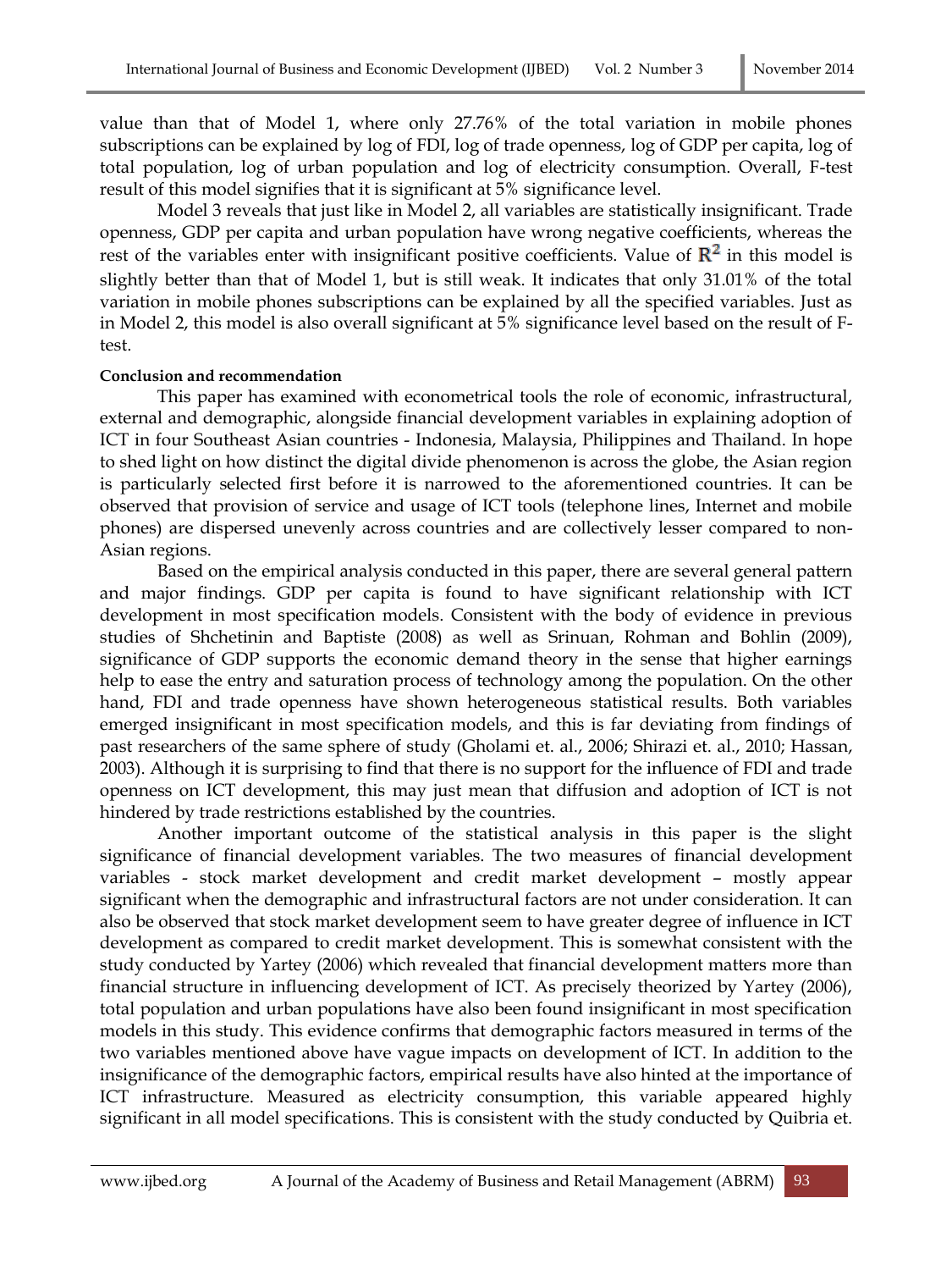value than that of Model 1, where only 27.76% of the total variation in mobile phones subscriptions can be explained by log of FDI, log of trade openness, log of GDP per capita, log of total population, log of urban population and log of electricity consumption. Overall, F-test result of this model signifies that it is significant at 5% significance level.

Model 3 reveals that just like in Model 2, all variables are statistically insignificant. Trade openness, GDP per capita and urban population have wrong negative coefficients, whereas the rest of the variables enter with insignificant positive coefficients. Value of $R^2$ in this model is slightly better than that of Model 1, but is still weak. It indicates that only 31.01% of the total variation in mobile phones subscriptions can be explained by all the specified variables. Just as in Model 2, this model is also overall significant at 5% significance level based on the result of F-test.

**Conclusion and recommendation**

This paper has examined with econometrical tools the role of economic, infrastructural, external and demographic, alongside financial development variables in explaining adoption of ICT in four Southeast Asian countries - Indonesia, Malaysia, Philippines and Thailand. In hope to shed light on how distinct the digital divide phenomenon is across the globe, the Asian region is particularly selected first before it is narrowed to the aforementioned countries. It can be observed that provision of service and usage of ICT tools (telephone lines, Internet and mobile phones) are dispersed unevenly across countries and are collectively lesser compared to non-Asian regions.

Based on the empirical analysis conducted in this paper, there are several general pattern and major findings. GDP per capita is found to have significant relationship with ICT development in most specification models. Consistent with the body of evidence in previous studies of Shchetinin and Baptiste (2008) as well as Srinuan, Rohman and Bohlin (2009), significance of GDP supports the economic demand theory in the sense that higher earnings help to ease the entry and saturation process of technology among the population. On the other hand, FDI and trade openness have shown heterogeneous statistical results. Both variables emerged insignificant in most specification models, and this is far deviating from findings of past researchers of the same sphere of study (Gholami et. al., 2006; Shirazi et. al., 2010; Hassan, 2003). Although it is surprising to find that there is no support for the influence of FDI and trade openness on ICT development, this may just mean that diffusion and adoption of ICT is not hindered by trade restrictions established by the countries.

Another important outcome of the statistical analysis in this paper is the slight significance of financial development variables. The two measures of financial development variables - stock market development and credit market development – mostly appear significant when the demographic and infrastructural factors are not under consideration. It can also be observed that stock market development seem to have greater degree of influence in ICT development as compared to credit market development. This is somewhat consistent with the study conducted by Yartey (2006) which revealed that financial development matters more than financial structure in influencing development of ICT. As precisely theorized by Yartey (2006), total population and urban populations have also been found insignificant in most specification models in this study. This evidence confirms that demographic factors measured in terms of the two variables mentioned above have vague impacts on development of ICT. In addition to the insignificance of the demographic factors, empirical results have also hinted at the importance of ICT infrastructure. Measured as electricity consumption, this variable appeared highly significant in all model specifications. This is consistent with the study conducted by Quibria et.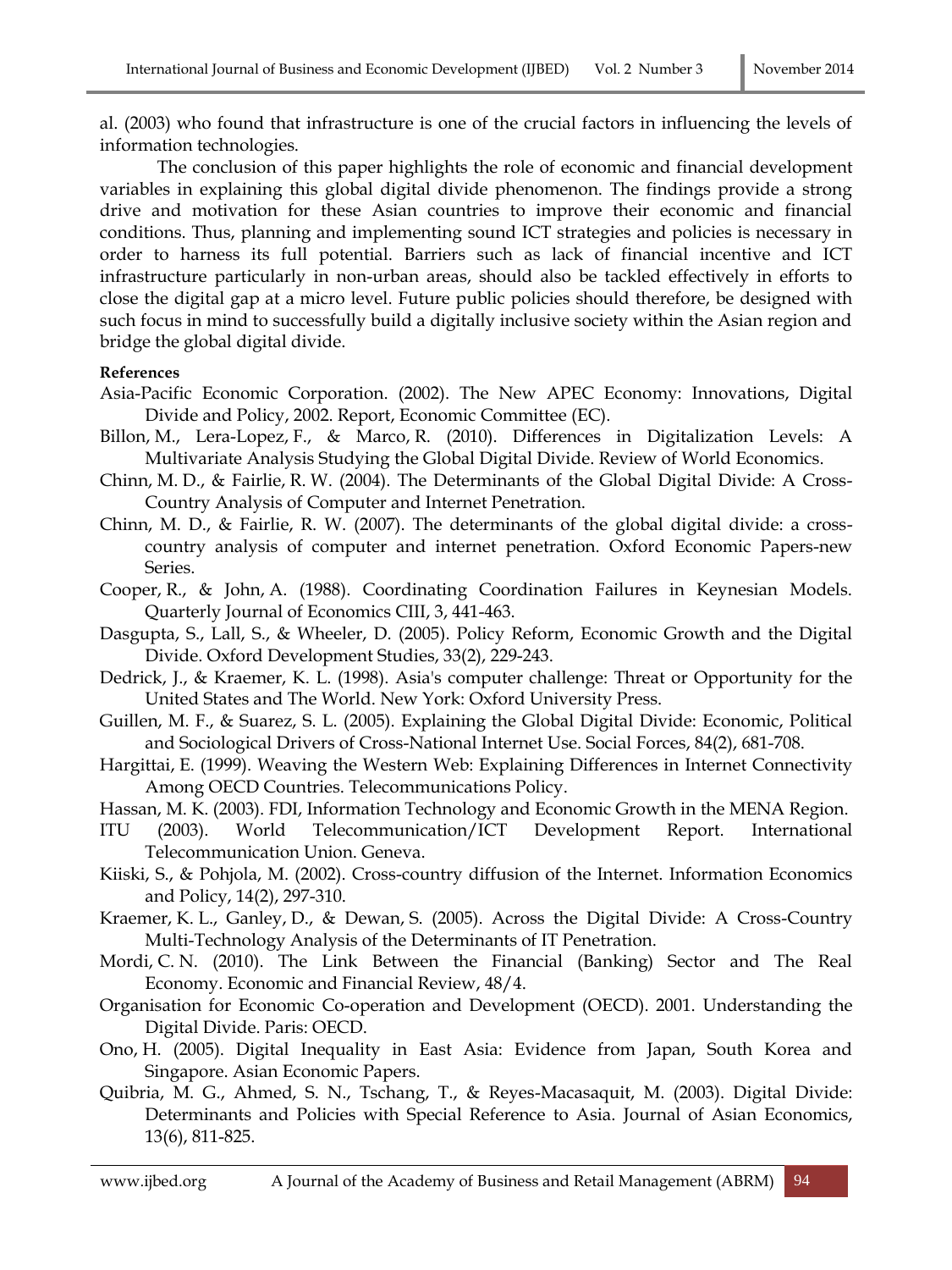al. (2003) who found that infrastructure is one of the crucial factors in influencing the levels of information technologies.

The conclusion of this paper highlights the role of economic and financial development variables in explaining this global digital divide phenomenon. The findings provide a strong drive and motivation for these Asian countries to improve their economic and financial conditions. Thus, planning and implementing sound ICT strategies and policies is necessary in order to harness its full potential. Barriers such as lack of financial incentive and ICT infrastructure particularly in non-urban areas, should also be tackled effectively in efforts to close the digital gap at a micro level. Future public policies should therefore, be designed with such focus in mind to successfully build a digitally inclusive society within the Asian region and bridge the global digital divide.

**References**

Asia-Pacific Economic Corporation. (2002). The New APEC Economy: Innovations, Digital Divide and Policy, 2002. Report, Economic Committee (EC).

Billon, M., Lera-Lopez, F., & Marco, R. (2010). Differences in Digitalization Levels: A Multivariate Analysis Studying the Global Digital Divide. Review of World Economics.

Chinn, M. D., & Fairlie, R. W. (2004). The Determinants of the Global Digital Divide: A Cross-Country Analysis of Computer and Internet Penetration.

Chinn, M. D., & Fairlie, R. W. (2007). The determinants of the global digital divide: a cross-country analysis of computer and internet penetration. Oxford Economic Papers-new Series.

Cooper, R., & John, A. (1988). Coordinating Coordination Failures in Keynesian Models. Quarterly Journal of Economics CIII, 3, 441-463.

Dasgupta, S., Lall, S., & Wheeler, D. (2005). Policy Reform, Economic Growth and the Digital Divide. Oxford Development Studies, 33(2), 229-243.

Dedrick, J., & Kraemer, K. L. (1998). Asia's computer challenge: Threat or Opportunity for the United States and The World. New York: Oxford University Press.

Guillen, M. F., & Suarez, S. L. (2005). Explaining the Global Digital Divide: Economic, Political and Sociological Drivers of Cross-National Internet Use. Social Forces, 84(2), 681-708.

Hargittai, E. (1999). Weaving the Western Web: Explaining Differences in Internet Connectivity Among OECD Countries. Telecommunications Policy.

Hassan, M. K. (2003). FDI, Information Technology and Economic Growth in the MENA Region.

ITU (2003). World Telecommunication/ICT Development Report. International Telecommunication Union. Geneva.

Kiiski, S., & Pohjola, M. (2002). Cross-country diffusion of the Internet. Information Economics and Policy, 14(2), 297-310.

Kraemer, K. L., Ganley, D., & Dewan, S. (2005). Across the Digital Divide: A Cross-Country Multi-Technology Analysis of the Determinants of IT Penetration.

Mordi, C. N. (2010). The Link Between the Financial (Banking) Sector and The Real Economy. Economic and Financial Review, 48/4.

Organisation for Economic Co-operation and Development (OECD). 2001. Understanding the Digital Divide. Paris: OECD.

Ono, H. (2005). Digital Inequality in East Asia: Evidence from Japan, South Korea and Singapore. Asian Economic Papers.

Quibria, M. G., Ahmed, S. N., Tschang, T., & Reyes-Macasaquit, M. (2003). Digital Divide: Determinants and Policies with Special Reference to Asia. Journal of Asian Economics, 13(6), 811-825.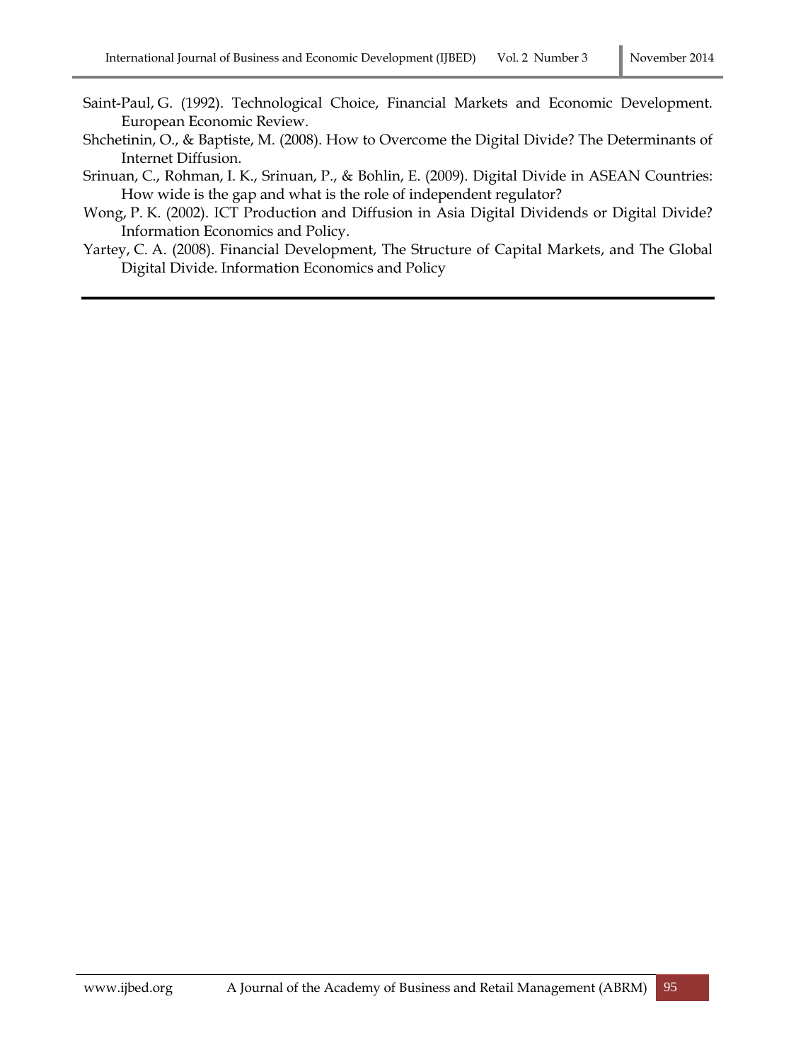Saint-Paul, G. (1992). Technological Choice, Financial Markets and Economic Development. European Economic Review.

Shchetinin, O., & Baptiste, M. (2008). How to Overcome the Digital Divide? The Determinants of Internet Diffusion.

Srinuan, C., Rohman, I. K., Srinuan, P., & Bohlin, E. (2009). Digital Divide in ASEAN Countries: How wide is the gap and what is the role of independent regulator?

Wong, P. K. (2002). ICT Production and Diffusion in Asia Digital Dividends or Digital Divide? Information Economics and Policy.

Yartey, C. A. (2008). Financial Development, The Structure of Capital Markets, and The Global Digital Divide. Information Economics and Policy